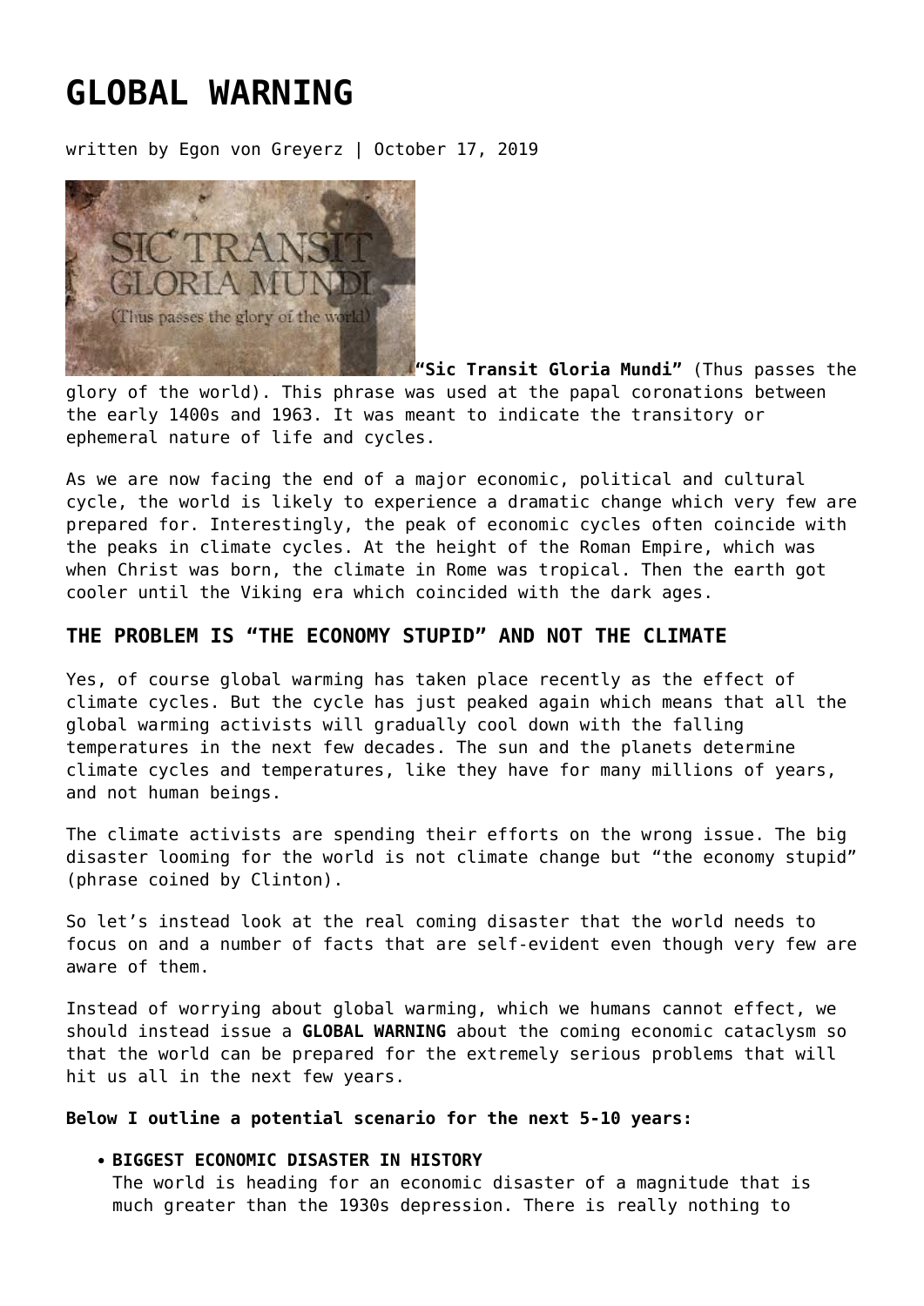# GLOBAL WARNING

written by Egon von Greyerz | October 17, 2019

**"Sic Transit Gloria Mundi"** (Thus passes the glory of the world). This phrase was used at the papal coronations between the early 1400s and 1963. It was meant to indicate the transitory or ephemeral nature of life and cycles.

As we are now facing the end of a major economic, political and cultural cycle, the world is likely to experience a dramatic change which very few are prepared for. Interestingly, the peak of economic cycles often coincide with the peaks in climate cycles. At the height of the Roman Empire, which was when Christ was born, the climate in Rome was tropical. Then the earth got cooler until the Viking era which coincided with the dark ages.

## THE PROBLEM IS "THE ECONOMY STUPID" AND NOT THE CLIMATE

Yes, of course global warming has taken place recently as the effect of climate cycles. But the cycle has just peaked again which means that all the global warming activists will gradually cool down with the falling temperatures in the next few decades. The sun and the planets determine climate cycles and temperatures, like they have for many millions of years, and not human beings.

The climate activists are spending their efforts on the wrong issue. The big disaster looming for the world is not climate change but "the economy stupid" (phrase coined by Clinton).

So let's instead look at the real coming disaster that the world needs to focus on and a number of facts that are self-evident even though very few are aware of them.

Instead of worrying about global warming, which we humans cannot effect, we should instead issue a **GLOBAL WARNING** about the coming economic cataclysm so that the world can be prepared for the extremely serious problems that will hit us all in the next few years.

**Below I outline a potential scenario for the next 5-10 years:**

- **BIGGEST ECONOMIC DISASTER IN HISTORY**
  The world is heading for an economic disaster of a magnitude that is much greater than the 1930s depression. There is really nothing to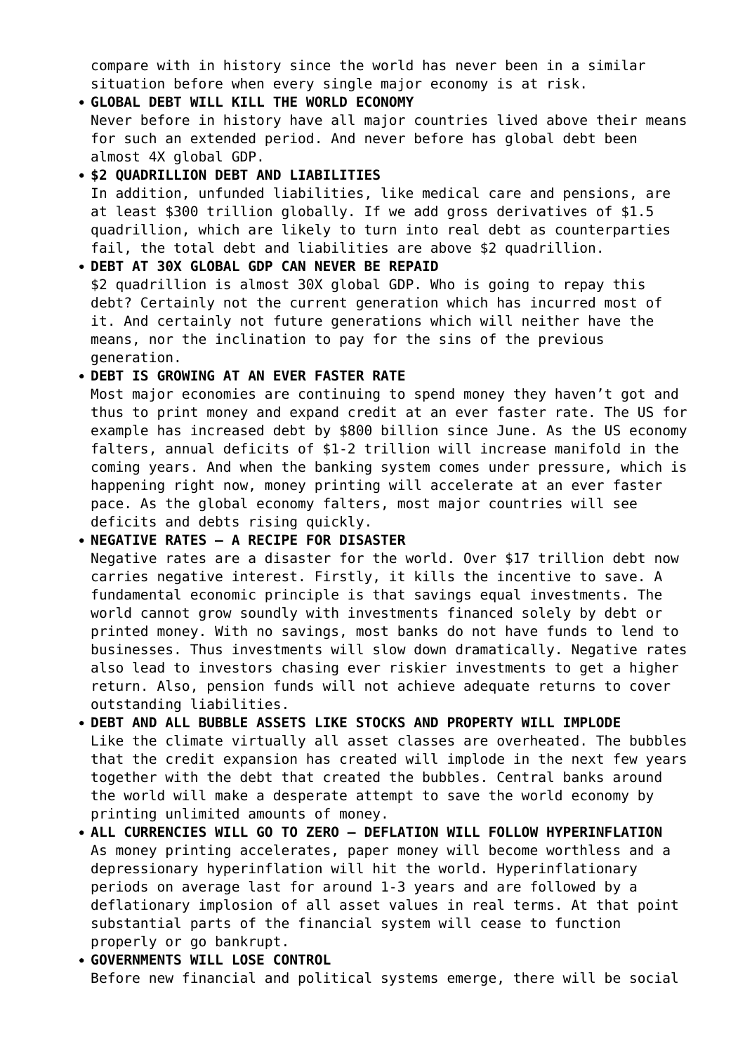compare with in history since the world has never been in a similar situation before when every single major economy is at risk.

- **GLOBAL DEBT WILL KILL THE WORLD ECONOMY**
  Never before in history have all major countries lived above their means for such an extended period. And never before has global debt been almost 4X global GDP.
- **$2 QUADRILLION DEBT AND LIABILITIES**
  In addition, unfunded liabilities, like medical care and pensions, are at least $300 trillion globally. If we add gross derivatives of $1.5 quadrillion, which are likely to turn into real debt as counterparties fail, the total debt and liabilities are above $2 quadrillion.
- **DEBT AT 30X GLOBAL GDP CAN NEVER BE REPAID**
  $2 quadrillion is almost 30X global GDP. Who is going to repay this debt? Certainly not the current generation which has incurred most of it. And certainly not future generations which will neither have the means, nor the inclination to pay for the sins of the previous generation.
- **DEBT IS GROWING AT AN EVER FASTER RATE**
  Most major economies are continuing to spend money they haven't got and thus to print money and expand credit at an ever faster rate. The US for example has increased debt by $800 billion since June. As the US economy falters, annual deficits of $1-2 trillion will increase manifold in the coming years. And when the banking system comes under pressure, which is happening right now, money printing will accelerate at an ever faster pace. As the global economy falters, most major countries will see deficits and debts rising quickly.
- **NEGATIVE RATES – A RECIPE FOR DISASTER**
  Negative rates are a disaster for the world. Over $17 trillion debt now carries negative interest. Firstly, it kills the incentive to save. A fundamental economic principle is that savings equal investments. The world cannot grow soundly with investments financed solely by debt or printed money. With no savings, most banks do not have funds to lend to businesses. Thus investments will slow down dramatically. Negative rates also lead to investors chasing ever riskier investments to get a higher return. Also, pension funds will not achieve adequate returns to cover outstanding liabilities.
- **DEBT AND ALL BUBBLE ASSETS LIKE STOCKS AND PROPERTY WILL IMPLODE**
  Like the climate virtually all asset classes are overheated. The bubbles that the credit expansion has created will implode in the next few years together with the debt that created the bubbles. Central banks around the world will make a desperate attempt to save the world economy by printing unlimited amounts of money.
- **ALL CURRENCIES WILL GO TO ZERO – DEFLATION WILL FOLLOW HYPERINFLATION**
  As money printing accelerates, paper money will become worthless and a depressionary hyperinflation will hit the world. Hyperinflationary periods on average last for around 1-3 years and are followed by a deflationary implosion of all asset values in real terms. At that point substantial parts of the financial system will cease to function properly or go bankrupt.
- **GOVERNMENTS WILL LOSE CONTROL**
  Before new financial and political systems emerge, there will be social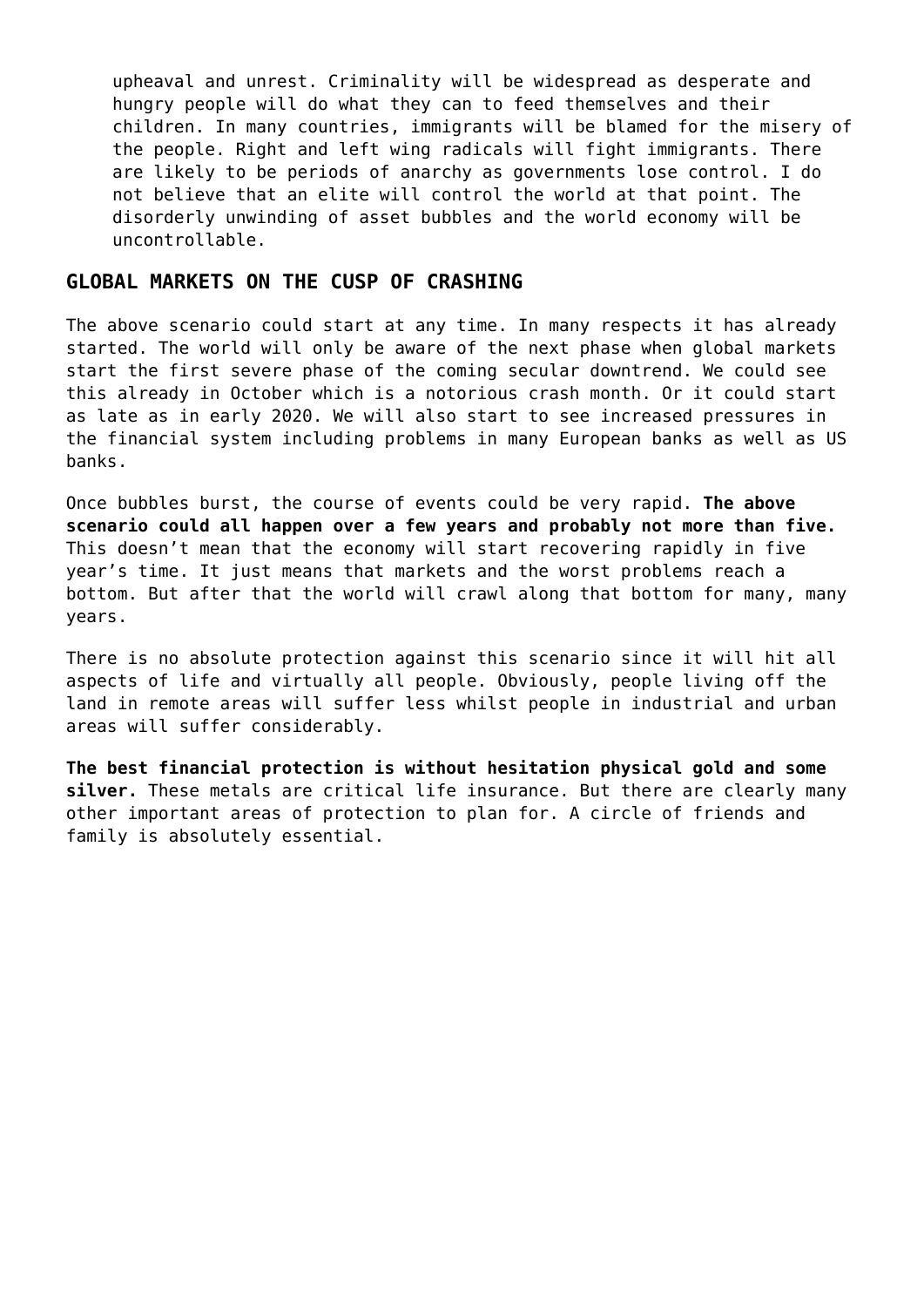> upheaval and unrest. Criminality will be widespread as desperate and hungry people will do what they can to feed themselves and their children. In many countries, immigrants will be blamed for the misery of the people. Right and left wing radicals will fight immigrants. There are likely to be periods of anarchy as governments lose control. I do not believe that an elite will control the world at that point. The disorderly unwinding of asset bubbles and the world economy will be uncontrollable.

## GLOBAL MARKETS ON THE CUSP OF CRASHING

The above scenario could start at any time. In many respects it has already started. The world will only be aware of the next phase when global markets start the first severe phase of the coming secular downtrend. We could see this already in October which is a notorious crash month. Or it could start as late as in early 2020. We will also start to see increased pressures in the financial system including problems in many European banks as well as US banks.

Once bubbles burst, the course of events could be very rapid. **The above scenario could all happen over a few years and probably not more than five.** This doesn't mean that the economy will start recovering rapidly in five year's time. It just means that markets and the worst problems reach a bottom. But after that the world will crawl along that bottom for many, many years.

There is no absolute protection against this scenario since it will hit all aspects of life and virtually all people. Obviously, people living off the land in remote areas will suffer less whilst people in industrial and urban areas will suffer considerably.

**The best financial protection is without hesitation physical gold and some silver.** These metals are critical life insurance. But there are clearly many other important areas of protection to plan for. A circle of friends and family is absolutely essential.